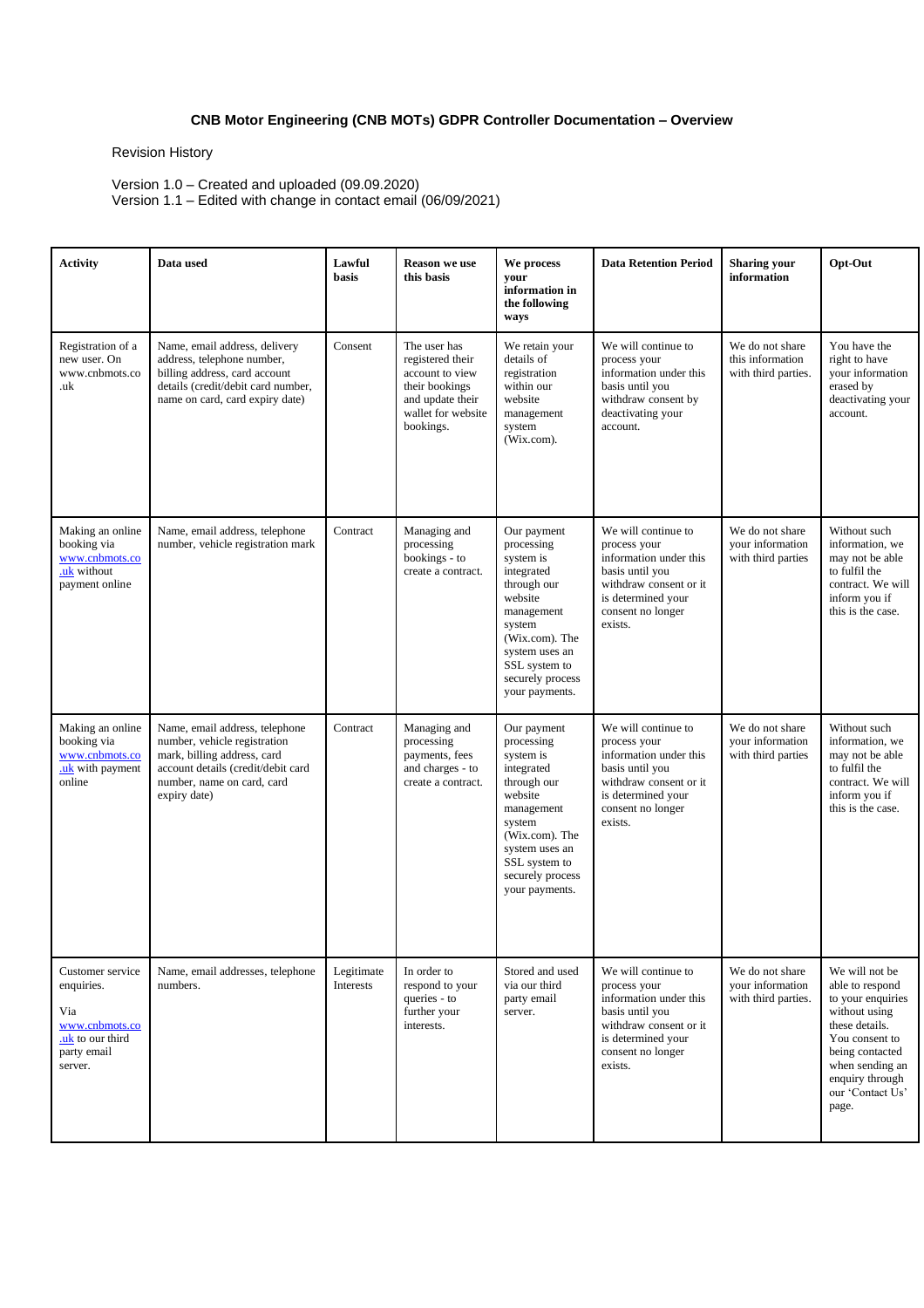# CNB Motor Engineering (CNB MOTs) GDPR Controller Documentation – Overview

Revision History

Version 1.0 – Created and uploaded (09.09.2020)
Version 1.1 – Edited with change in contact email (06/09/2021)

| Activity | Data used | Lawful basis | Reason we use this basis | We process your information in the following ways | Data Retention Period | Sharing your information | Opt-Out |
|---|---|---|---|---|---|---|---|
| Registration of a new user. On www.cnbmots.co.uk | Name, email address, delivery address, telephone number, billing address, card account details (credit/debit card number, name on card, card expiry date) | Consent | The user has registered their account to view their bookings and update their wallet for website bookings. | We retain your details of registration within our website management system (Wix.com). | We will continue to process your information under this basis until you withdraw consent by deactivating your account. | We do not share this information with third parties. | You have the right to have your information erased by deactivating your account. |
| Making an online booking via www.cnbmots.co.uk without payment online | Name, email address, telephone number, vehicle registration mark | Contract | Managing and processing bookings - to create a contract. | Our payment processing system is integrated through our website management system (Wix.com). The system uses an SSL system to securely process your payments. | We will continue to process your information under this basis until you withdraw consent or it is determined your consent no longer exists. | We do not share your information with third parties | Without such information, we may not be able to fulfil the contract. We will inform you if this is the case. |
| Making an online booking via www.cnbmots.co.uk with payment online | Name, email address, telephone number, vehicle registration mark, billing address, card account details (credit/debit card number, name on card, card expiry date) | Contract | Managing and processing payments, fees and charges - to create a contract. | Our payment processing system is integrated through our website management system (Wix.com). The system uses an SSL system to securely process your payments. | We will continue to process your information under this basis until you withdraw consent or it is determined your consent no longer exists. | We do not share your information with third parties | Without such information, we may not be able to fulfil the contract. We will inform you if this is the case. |
| Customer service enquiries. Via www.cnbmots.co.uk to our third party email server. | Name, email addresses, telephone numbers. | Legitimate Interests | In order to respond to your queries - to further your interests. | Stored and used via our third party email server. | We will continue to process your information under this basis until you withdraw consent or it is determined your consent no longer exists. | We do not share your information with third parties. | We will not be able to respond to your enquiries without using these details. You consent to being contacted when sending an enquiry through our 'Contact Us' page. |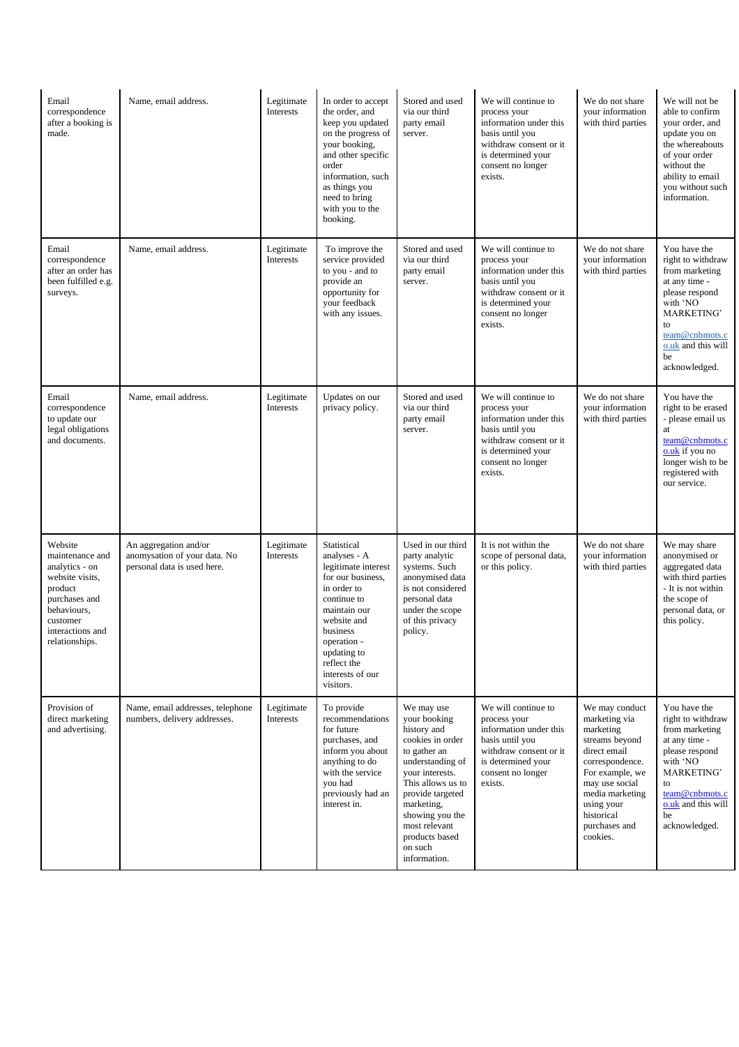| Email correspondence after a booking is made. | Name, email address. | Legitimate Interests | In order to accept the order, and keep you updated on the progress of your booking, and other specific order information, such as things you need to bring with you to the booking. | Stored and used via our third party email server. | We will continue to process your information under this basis until you withdraw consent or it is determined your consent no longer exists. | We do not share your information with third parties | We will not be able to confirm your order, and update you on the whereabouts of your order without the ability to email you without such information. |
|---|---|---|---|---|---|---|---|
| Email correspondence after an order has been fulfilled e.g. surveys. | Name, email address. | Legitimate Interests | To improve the service provided to you - and to provide an opportunity for your feedback with any issues. | Stored and used via our third party email server. | We will continue to process your information under this basis until you withdraw consent or it is determined your consent no longer exists. | We do not share your information with third parties | You have the right to withdraw from marketing at any time - please respond with 'NO MARKETING' to team@cnbmots.co.uk and this will be acknowledged. |
| Email correspondence to update our legal obligations and documents. | Name, email address. | Legitimate Interests | Updates on our privacy policy. | Stored and used via our third party email server. | We will continue to process your information under this basis until you withdraw consent or it is determined your consent no longer exists. | We do not share your information with third parties | You have the right to be erased - please email us at team@cnbmots.co.uk if you no longer wish to be registered with our service. |
| Website maintenance and analytics - on website visits, product purchases and behaviours, customer interactions and relationships. | An aggregation and/or anomysation of your data. No personal data is used here. | Legitimate Interests | Statistical analyses - A legitimate interest for our business, in order to continue to maintain our website and business operation - updating to reflect the interests of our visitors. | Used in our third party analytic systems. Such anonymised data is not considered personal data under the scope of this privacy policy. | It is not within the scope of personal data, or this policy. | We do not share your information with third parties | We may share anonymised or aggregated data with third parties - It is not within the scope of personal data, or this policy. |
| Provision of direct marketing and advertising. | Name, email addresses, telephone numbers, delivery addresses. | Legitimate Interests | To provide recommendations for future purchases, and inform you about anything to do with the service you had previously had an interest in. | We may use your booking history and cookies in order to gather an understanding of your interests. This allows us to provide targeted marketing, showing you the most relevant products based on such information. | We will continue to process your information under this basis until you withdraw consent or it is determined your consent no longer exists. | We may conduct marketing via marketing streams beyond direct email correspondence. For example, we may use social media marketing using your historical purchases and cookies. | You have the right to withdraw from marketing at any time - please respond with 'NO MARKETING' to team@cnbmots.co.uk and this will be acknowledged. |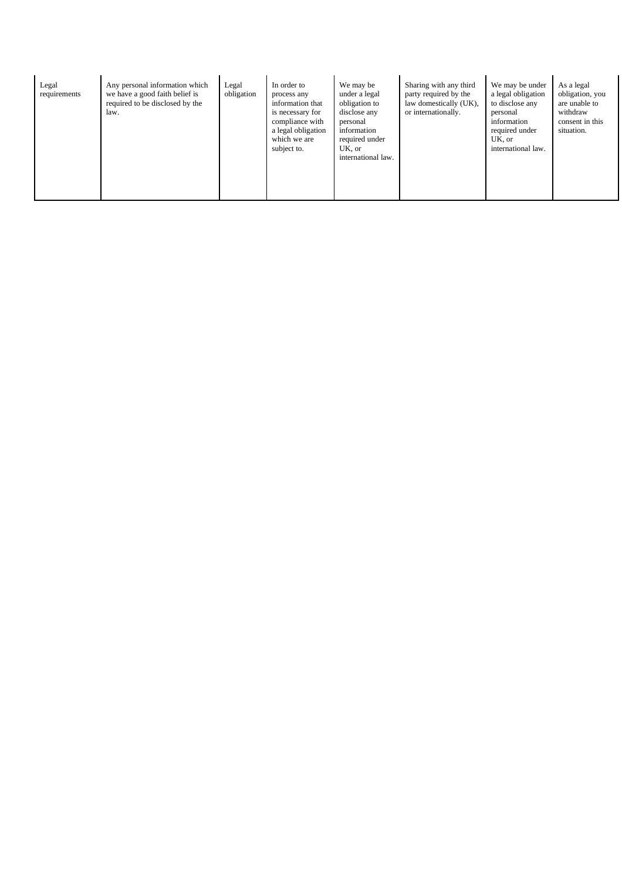| | | | | | | | |
|---|---|---|---|---|---|---|---|
| Legal requirements | Any personal information which we have a good faith belief is required to be disclosed by the law. | Legal obligation | In order to process any information that is necessary for compliance with a legal obligation which we are subject to. | We may be under a legal obligation to disclose any personal information required under UK, or international law. | Sharing with any third party required by the law domestically (UK), or internationally. | We may be under a legal obligation to disclose any personal information required under UK, or international law. | As a legal obligation, you are unable to withdraw consent in this situation. |